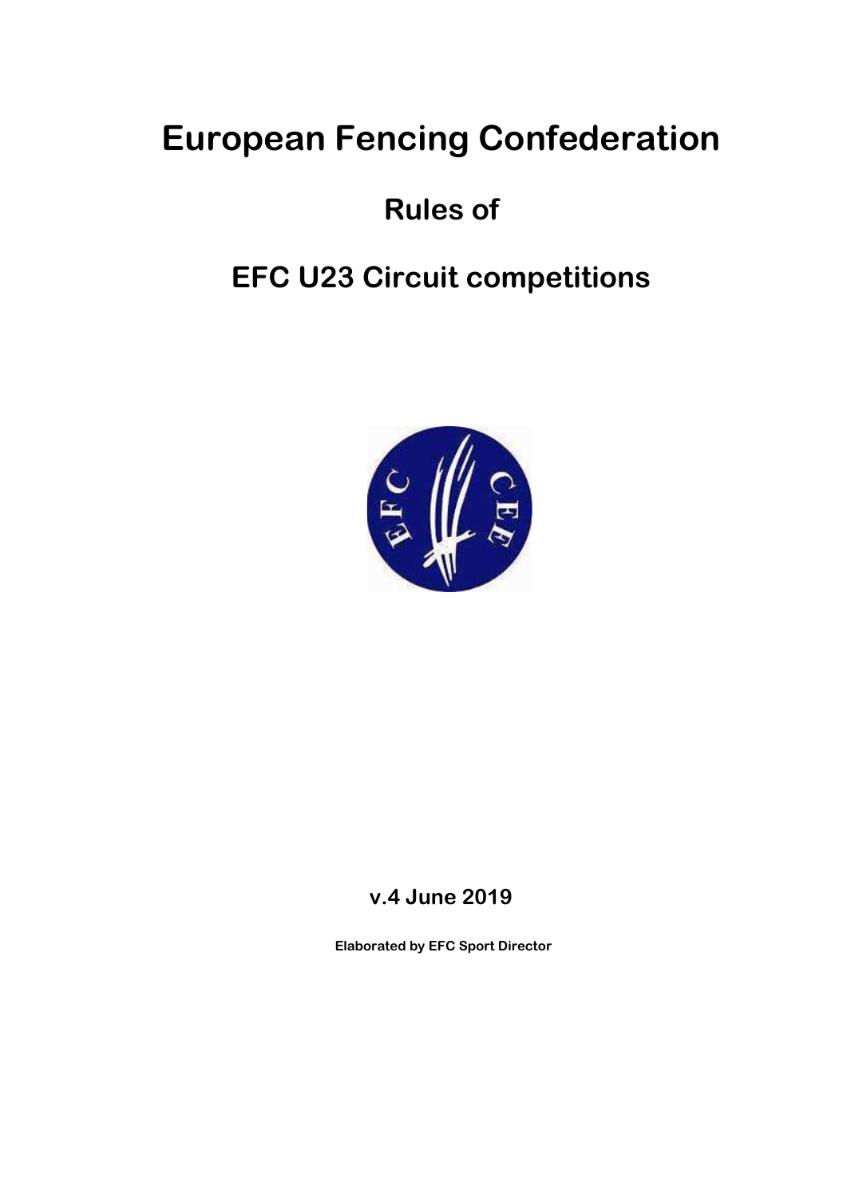# European Fencing Confederation

## Rules of

## EFC U23 Circuit competitions

**v.4 June 2019**

**Elaborated by EFC Sport Director**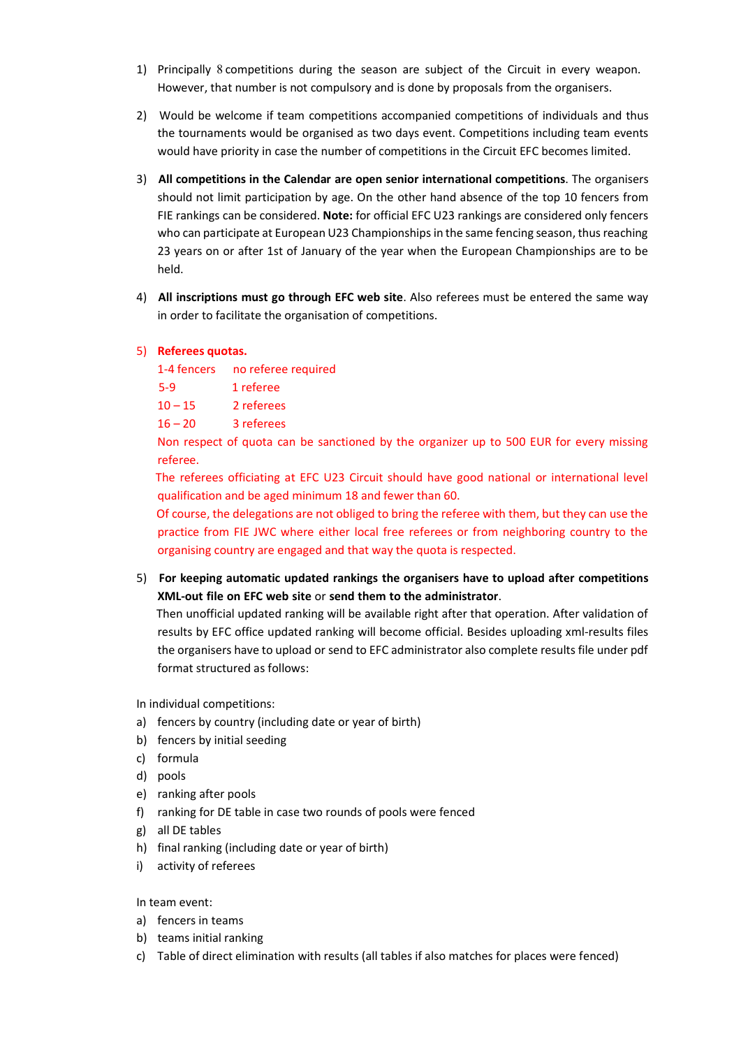1) Principally 8 competitions during the season are subject of the Circuit in every weapon. However, that number is not compulsory and is done by proposals from the organisers.

2) Would be welcome if team competitions accompanied competitions of individuals and thus the tournaments would be organised as two days event. Competitions including team events would have priority in case the number of competitions in the Circuit EFC becomes limited.

3) **All competitions in the Calendar are open senior international competitions**. The organisers should not limit participation by age. On the other hand absence of the top 10 fencers from FIE rankings can be considered. **Note:** for official EFC U23 rankings are considered only fencers who can participate at European U23 Championships in the same fencing season, thus reaching 23 years on or after 1st of January of the year when the European Championships are to be held.

4) **All inscriptions must go through EFC web site**. Also referees must be entered the same way in order to facilitate the organisation of competitions.

5) **Referees quotas.**

   | | |
   |---|---|
   | 1-4 fencers | no referee required |
   | 5-9 | 1 referee |
   | 10 – 15 | 2 referees |
   | 16 – 20 | 3 referees |

   Non respect of quota can be sanctioned by the organizer up to 500 EUR for every missing referee.

   The referees officiating at EFC U23 Circuit should have good national or international level qualification and be aged minimum 18 and fewer than 60.

   Of course, the delegations are not obliged to bring the referee with them, but they can use the practice from FIE JWC where either local free referees or from neighboring country to the organising country are engaged and that way the quota is respected.

5) **For keeping automatic updated rankings the organisers have to upload after competitions XML-out file on EFC web site** or **send them to the administrator**.

   Then unofficial updated ranking will be available right after that operation. After validation of results by EFC office updated ranking will become official. Besides uploading xml-results files the organisers have to upload or send to EFC administrator also complete results file under pdf format structured as follows:

In individual competitions:

a) fencers by country (including date or year of birth)
b) fencers by initial seeding
c) formula
d) pools
e) ranking after pools
f) ranking for DE table in case two rounds of pools were fenced
g) all DE tables
h) final ranking (including date or year of birth)
i) activity of referees

In team event:

a) fencers in teams
b) teams initial ranking
c) Table of direct elimination with results (all tables if also matches for places were fenced)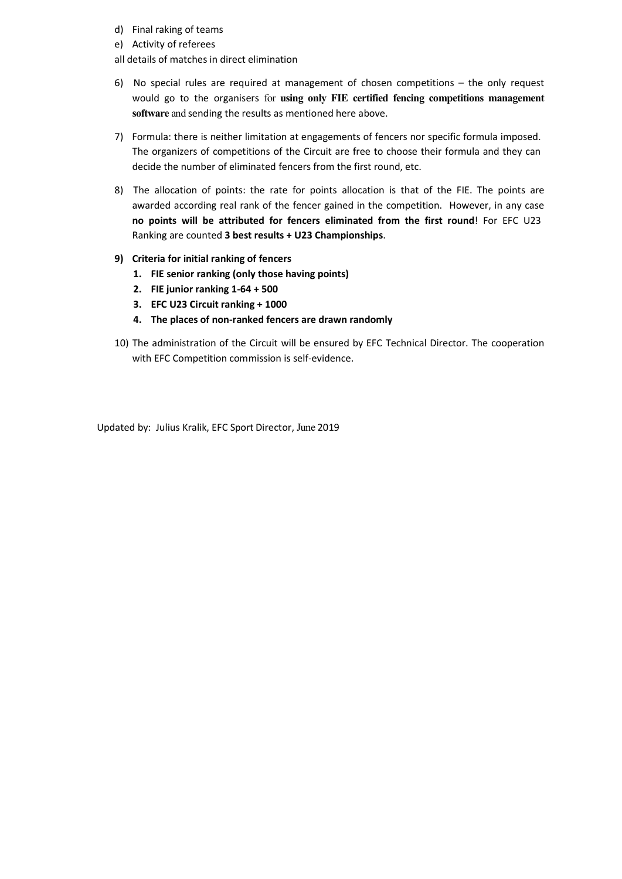d) Final raking of teams

e) Activity of referees

all details of matches in direct elimination

6) No special rules are required at management of chosen competitions – the only request would go to the organisers for **using only FIE certified fencing competitions management software** and sending the results as mentioned here above.

7) Formula: there is neither limitation at engagements of fencers nor specific formula imposed. The organizers of competitions of the Circuit are free to choose their formula and they can decide the number of eliminated fencers from the first round, etc.

8) The allocation of points: the rate for points allocation is that of the FIE. The points are awarded according real rank of the fencer gained in the competition. However, in any case **no points will be attributed for fencers eliminated from the first round**! For EFC U23 Ranking are counted **3 best results + U23 Championships**.

9) **Criteria for initial ranking of fencers**
   1. **FIE senior ranking (only those having points)**
   2. **FIE junior ranking 1-64 + 500**
   3. **EFC U23 Circuit ranking + 1000**
   4. **The places of non-ranked fencers are drawn randomly**

10) The administration of the Circuit will be ensured by EFC Technical Director. The cooperation with EFC Competition commission is self-evidence.

Updated by: Julius Kralik, EFC Sport Director, June 2019